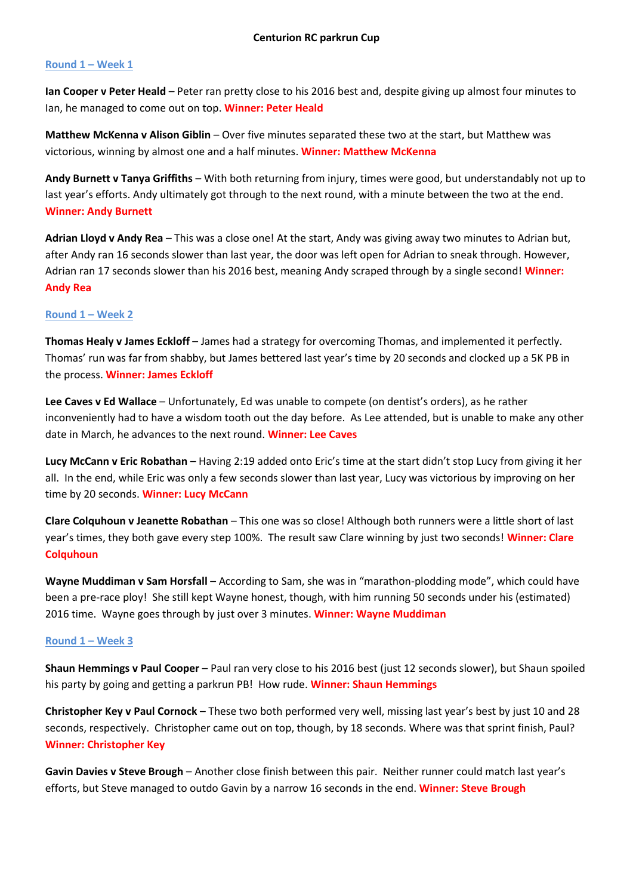# Centurion RC parkrun Cup

## Round 1 – Week 1

**Ian Cooper v Peter Heald** – Peter ran pretty close to his 2016 best and, despite giving up almost four minutes to Ian, he managed to come out on top. **Winner: Peter Heald**

**Matthew McKenna v Alison Giblin** – Over five minutes separated these two at the start, but Matthew was victorious, winning by almost one and a half minutes. **Winner: Matthew McKenna**

**Andy Burnett v Tanya Griffiths** – With both returning from injury, times were good, but understandably not up to last year's efforts. Andy ultimately got through to the next round, with a minute between the two at the end. **Winner: Andy Burnett**

**Adrian Lloyd v Andy Rea** – This was a close one! At the start, Andy was giving away two minutes to Adrian but, after Andy ran 16 seconds slower than last year, the door was left open for Adrian to sneak through. However, Adrian ran 17 seconds slower than his 2016 best, meaning Andy scraped through by a single second! **Winner: Andy Rea**

## Round 1 – Week 2

**Thomas Healy v James Eckloff** – James had a strategy for overcoming Thomas, and implemented it perfectly. Thomas' run was far from shabby, but James bettered last year's time by 20 seconds and clocked up a 5K PB in the process. **Winner: James Eckloff**

**Lee Caves v Ed Wallace** – Unfortunately, Ed was unable to compete (on dentist's orders), as he rather inconveniently had to have a wisdom tooth out the day before. As Lee attended, but is unable to make any other date in March, he advances to the next round. **Winner: Lee Caves**

**Lucy McCann v Eric Robathan** – Having 2:19 added onto Eric's time at the start didn't stop Lucy from giving it her all. In the end, while Eric was only a few seconds slower than last year, Lucy was victorious by improving on her time by 20 seconds. **Winner: Lucy McCann**

**Clare Colquhoun v Jeanette Robathan** – This one was so close! Although both runners were a little short of last year's times, they both gave every step 100%. The result saw Clare winning by just two seconds! **Winner: Clare Colquhoun**

**Wayne Muddiman v Sam Horsfall** – According to Sam, she was in "marathon-plodding mode", which could have been a pre-race ploy! She still kept Wayne honest, though, with him running 50 seconds under his (estimated) 2016 time. Wayne goes through by just over 3 minutes. **Winner: Wayne Muddiman**

## Round 1 – Week 3

**Shaun Hemmings v Paul Cooper** – Paul ran very close to his 2016 best (just 12 seconds slower), but Shaun spoiled his party by going and getting a parkrun PB! How rude. **Winner: Shaun Hemmings**

**Christopher Key v Paul Cornock** – These two both performed very well, missing last year's best by just 10 and 28 seconds, respectively. Christopher came out on top, though, by 18 seconds. Where was that sprint finish, Paul? **Winner: Christopher Key**

**Gavin Davies v Steve Brough** – Another close finish between this pair. Neither runner could match last year's efforts, but Steve managed to outdo Gavin by a narrow 16 seconds in the end. **Winner: Steve Brough**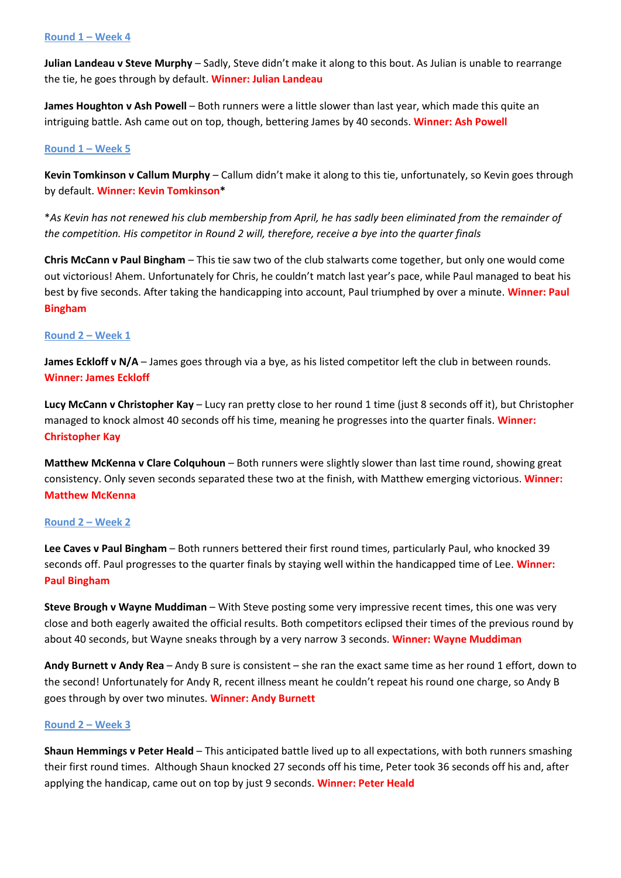### Round 1 – Week 4

**Julian Landeau v Steve Murphy** – Sadly, Steve didn't make it along to this bout. As Julian is unable to rearrange the tie, he goes through by default. **Winner: Julian Landeau**

**James Houghton v Ash Powell** – Both runners were a little slower than last year, which made this quite an intriguing battle. Ash came out on top, though, bettering James by 40 seconds. **Winner: Ash Powell**

### Round 1 – Week 5

**Kevin Tomkinson v Callum Murphy** – Callum didn't make it along to this tie, unfortunately, so Kevin goes through by default. **Winner: Kevin Tomkinson***

**As Kevin has not renewed his club membership from April, he has sadly been eliminated from the remainder of the competition. His competitor in Round 2 will, therefore, receive a bye into the quarter finals*

**Chris McCann v Paul Bingham** – This tie saw two of the club stalwarts come together, but only one would come out victorious! Ahem. Unfortunately for Chris, he couldn't match last year's pace, while Paul managed to beat his best by five seconds. After taking the handicapping into account, Paul triumphed by over a minute. **Winner: Paul Bingham**

### Round 2 – Week 1

**James Eckloff v N/A** – James goes through via a bye, as his listed competitor left the club in between rounds. **Winner: James Eckloff**

**Lucy McCann v Christopher Kay** – Lucy ran pretty close to her round 1 time (just 8 seconds off it), but Christopher managed to knock almost 40 seconds off his time, meaning he progresses into the quarter finals. **Winner: Christopher Kay**

**Matthew McKenna v Clare Colquhoun** – Both runners were slightly slower than last time round, showing great consistency. Only seven seconds separated these two at the finish, with Matthew emerging victorious. **Winner: Matthew McKenna**

### Round 2 – Week 2

**Lee Caves v Paul Bingham** – Both runners bettered their first round times, particularly Paul, who knocked 39 seconds off. Paul progresses to the quarter finals by staying well within the handicapped time of Lee. **Winner: Paul Bingham**

**Steve Brough v Wayne Muddiman** – With Steve posting some very impressive recent times, this one was very close and both eagerly awaited the official results. Both competitors eclipsed their times of the previous round by about 40 seconds, but Wayne sneaks through by a very narrow 3 seconds. **Winner: Wayne Muddiman**

**Andy Burnett v Andy Rea** – Andy B sure is consistent – she ran the exact same time as her round 1 effort, down to the second! Unfortunately for Andy R, recent illness meant he couldn't repeat his round one charge, so Andy B goes through by over two minutes. **Winner: Andy Burnett**

### Round 2 – Week 3

**Shaun Hemmings v Peter Heald** – This anticipated battle lived up to all expectations, with both runners smashing their first round times. Although Shaun knocked 27 seconds off his time, Peter took 36 seconds off his and, after applying the handicap, came out on top by just 9 seconds. **Winner: Peter Heald**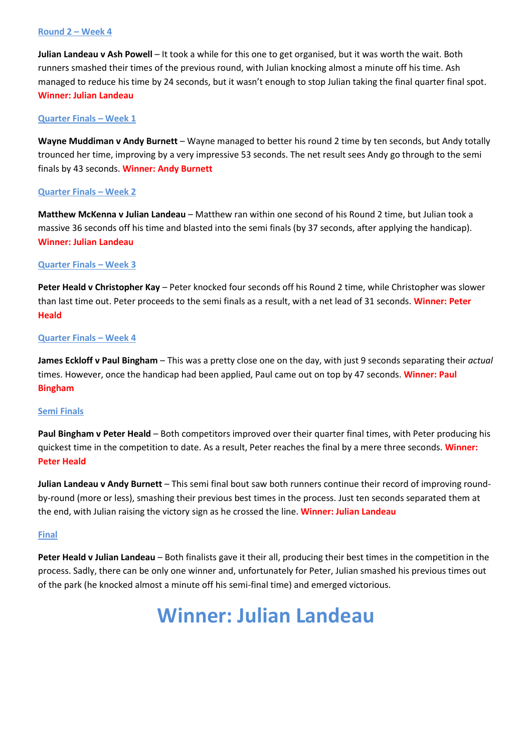### Round 2 – Week 4

**Julian Landeau v Ash Powell** – It took a while for this one to get organised, but it was worth the wait. Both runners smashed their times of the previous round, with Julian knocking almost a minute off his time. Ash managed to reduce his time by 24 seconds, but it wasn't enough to stop Julian taking the final quarter final spot. **Winner: Julian Landeau**

### Quarter Finals – Week 1

**Wayne Muddiman v Andy Burnett** – Wayne managed to better his round 2 time by ten seconds, but Andy totally trounced her time, improving by a very impressive 53 seconds. The net result sees Andy go through to the semi finals by 43 seconds. **Winner: Andy Burnett**

### Quarter Finals – Week 2

**Matthew McKenna v Julian Landeau** – Matthew ran within one second of his Round 2 time, but Julian took a massive 36 seconds off his time and blasted into the semi finals (by 37 seconds, after applying the handicap). **Winner: Julian Landeau**

### Quarter Finals – Week 3

**Peter Heald v Christopher Kay** – Peter knocked four seconds off his Round 2 time, while Christopher was slower than last time out. Peter proceeds to the semi finals as a result, with a net lead of 31 seconds. **Winner: Peter Heald**

### Quarter Finals – Week 4

**James Eckloff v Paul Bingham** – This was a pretty close one on the day, with just 9 seconds separating their *actual* times. However, once the handicap had been applied, Paul came out on top by 47 seconds. **Winner: Paul Bingham**

### Semi Finals

**Paul Bingham v Peter Heald** – Both competitors improved over their quarter final times, with Peter producing his quickest time in the competition to date. As a result, Peter reaches the final by a mere three seconds. **Winner: Peter Heald**

**Julian Landeau v Andy Burnett** – This semi final bout saw both runners continue their record of improving round-by-round (more or less), smashing their previous best times in the process. Just ten seconds separated them at the end, with Julian raising the victory sign as he crossed the line. **Winner: Julian Landeau**

### Final

**Peter Heald v Julian Landeau** – Both finalists gave it their all, producing their best times in the competition in the process. Sadly, there can be only one winner and, unfortunately for Peter, Julian smashed his previous times out of the park (he knocked almost a minute off his semi-final time) and emerged victorious.

# Winner: Julian Landeau